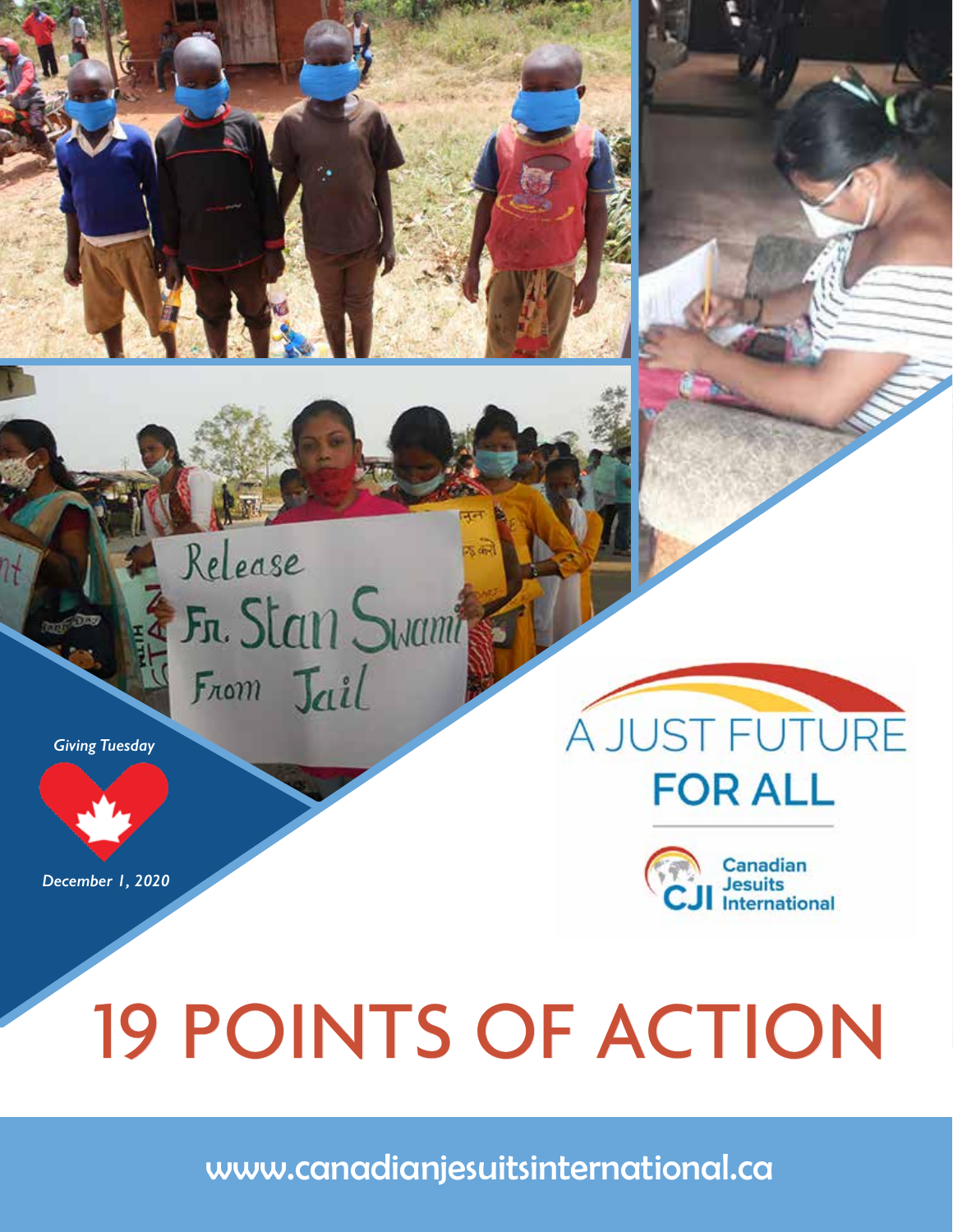*Giving Tuesday*

*December 1, 2020*

# A JUST FUTURE FOR ALL

Canadian Jesuits International

# 19 POINTS OF ACTION

www.canadianjesuitsinternational.ca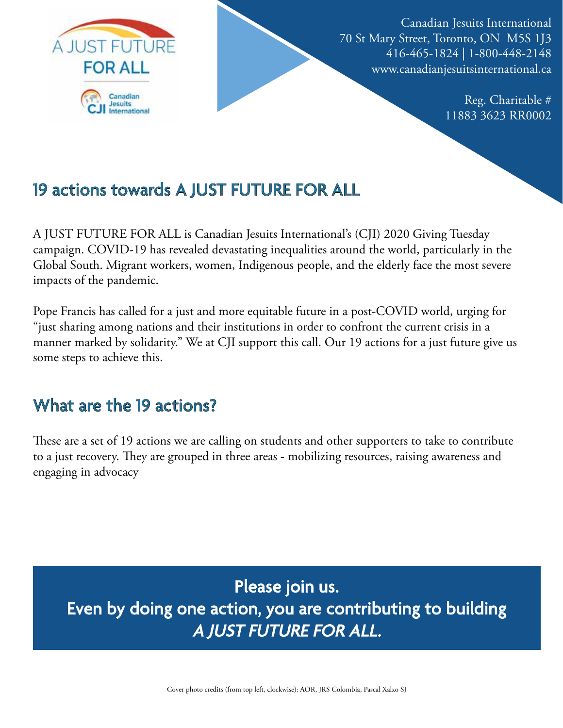Canadian Jesuits International
70 St Mary Street, Toronto, ON M5S 1J3
416-465-1824 | 1-800-448-2148
www.canadianjesuitsinternational.ca

Reg. Charitable #
11883 3623 RR0002

## 19 actions towards A JUST FUTURE FOR ALL

A JUST FUTURE FOR ALL is Canadian Jesuits International's (CJI) 2020 Giving Tuesday campaign. COVID-19 has revealed devastating inequalities around the world, particularly in the Global South. Migrant workers, women, Indigenous people, and the elderly face the most severe impacts of the pandemic.

Pope Francis has called for a just and more equitable future in a post-COVID world, urging for "just sharing among nations and their institutions in order to confront the current crisis in a manner marked by solidarity." We at CJI support this call. Our 19 actions for a just future give us some steps to achieve this.

## What are the 19 actions?

These are a set of 19 actions we are calling on students and other supporters to take to contribute to a just recovery. They are grouped in three areas - mobilizing resources, raising awareness and engaging in advocacy

**Please join us.**
**Even by doing one action, you are contributing to building *A JUST FUTURE FOR ALL.***

Cover photo credits (from top left, clockwise): AOR, JRS Colombia, Pascal Xalxo SJ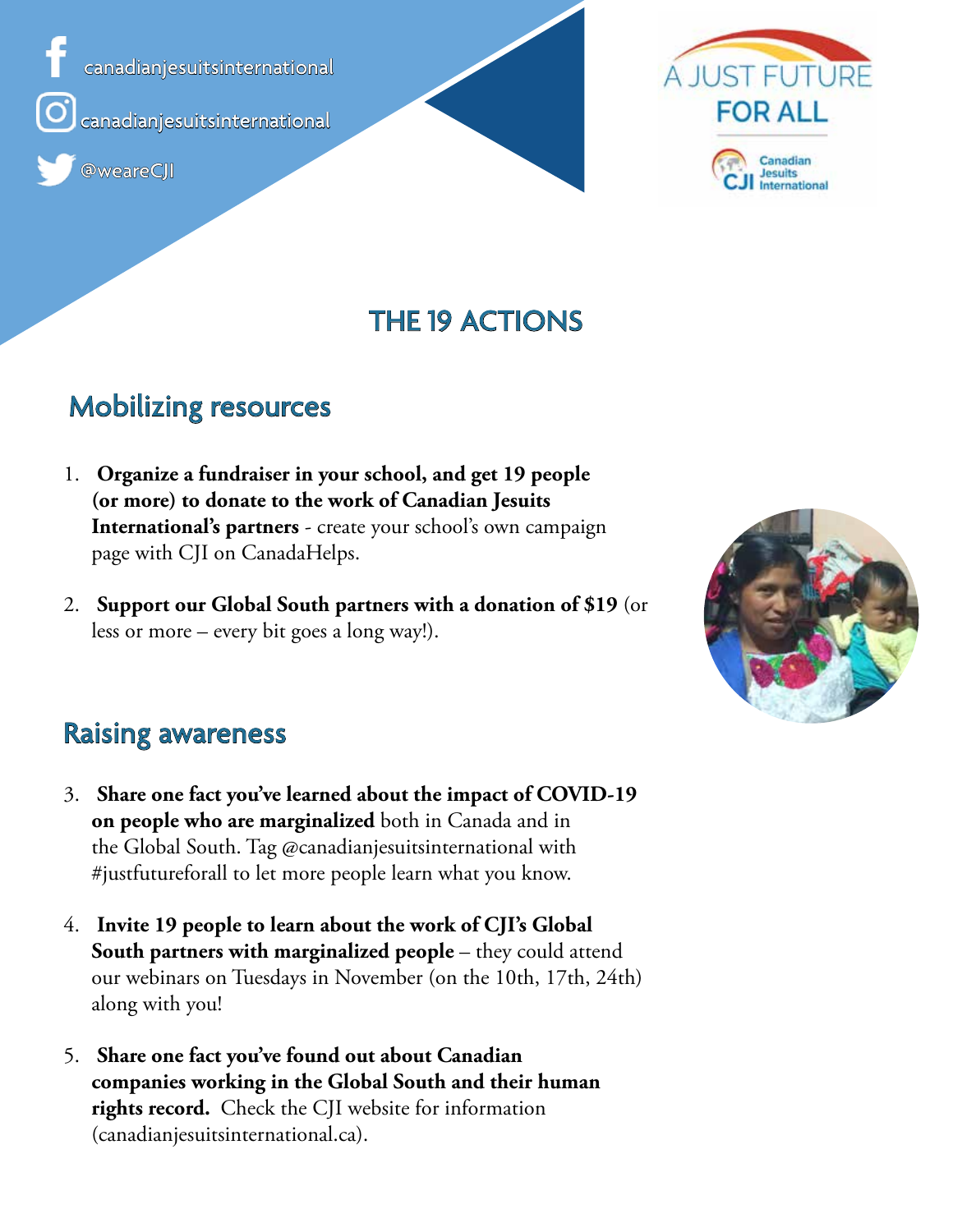canadianjesuitsinternational

canadianjesuitsinternational

@weareCJI

A JUST FUTURE FOR ALL

Canadian Jesuits International

# THE 19 ACTIONS

## Mobilizing resources

1. **Organize a fundraiser in your school, and get 19 people (or more) to donate to the work of Canadian Jesuits International's partners** - create your school's own campaign page with CJI on CanadaHelps.
2. **Support our Global South partners with a donation of $19** (or less or more – every bit goes a long way!).

## Raising awareness

3. **Share one fact you've learned about the impact of COVID-19 on people who are marginalized** both in Canada and in the Global South. Tag @canadianjesuitsinternational with #justfutureforall to let more people learn what you know.
4. **Invite 19 people to learn about the work of CJI's Global South partners with marginalized people** – they could attend our webinars on Tuesdays in November (on the 10th, 17th, 24th) along with you!
5. **Share one fact you've found out about Canadian companies working in the Global South and their human rights record.** Check the CJI website for information (canadianjesuitsinternational.ca).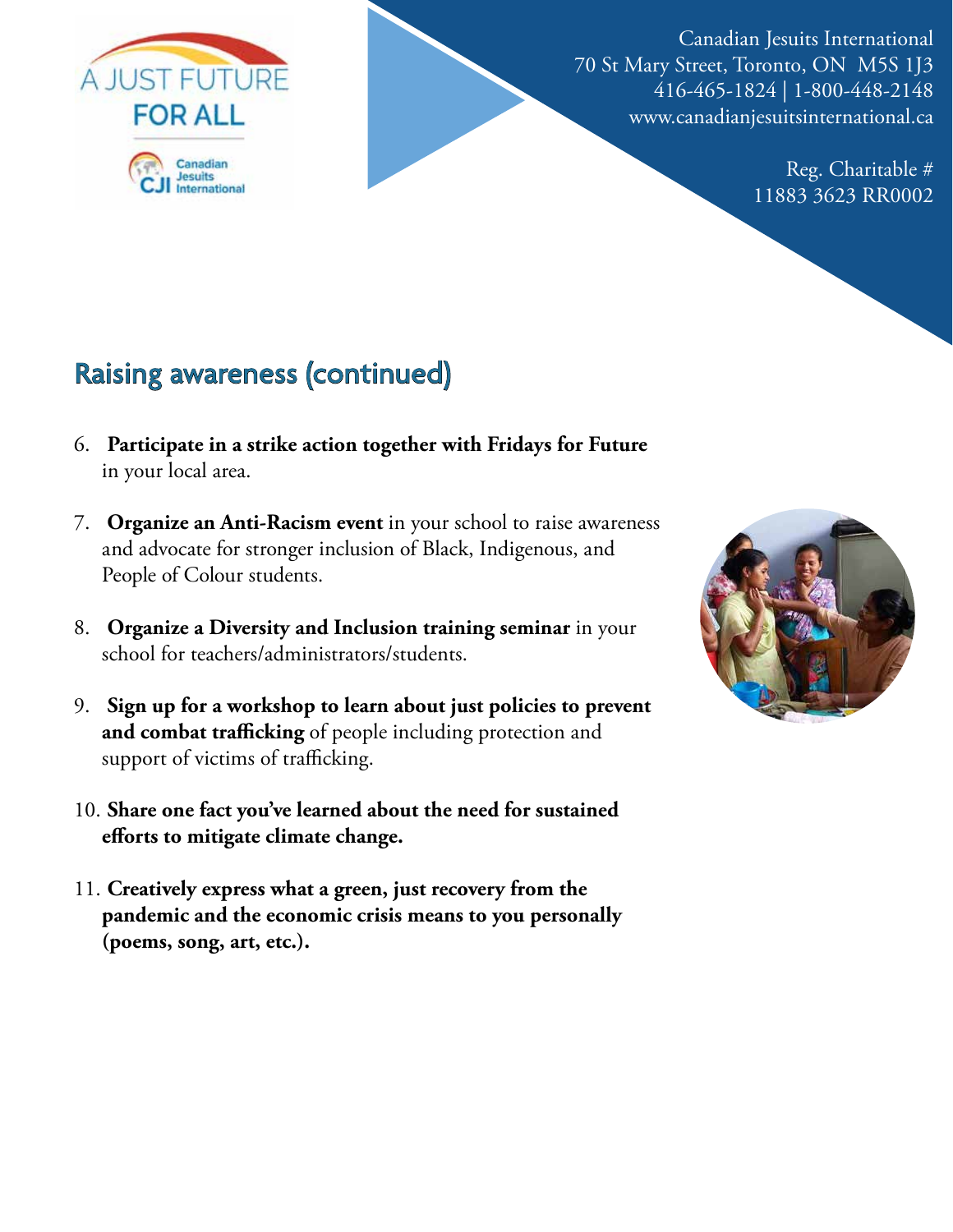Canadian Jesuits International
70 St Mary Street, Toronto, ON M5S 1J3
416-465-1824 | 1-800-448-2148
www.canadianjesuitsinternational.ca

Reg. Charitable #
11883 3623 RR0002

## Raising awareness (continued)

6. **Participate in a strike action together with Fridays for Future** in your local area.
7. **Organize an Anti-Racism event** in your school to raise awareness and advocate for stronger inclusion of Black, Indigenous, and People of Colour students.
8. **Organize a Diversity and Inclusion training seminar** in your school for teachers/administrators/students.
9. **Sign up for a workshop to learn about just policies to prevent and combat trafficking** of people including protection and support of victims of trafficking.
10. **Share one fact you've learned about the need for sustained efforts to mitigate climate change.**
11. **Creatively express what a green, just recovery from the pandemic and the economic crisis means to you personally (poems, song, art, etc.).**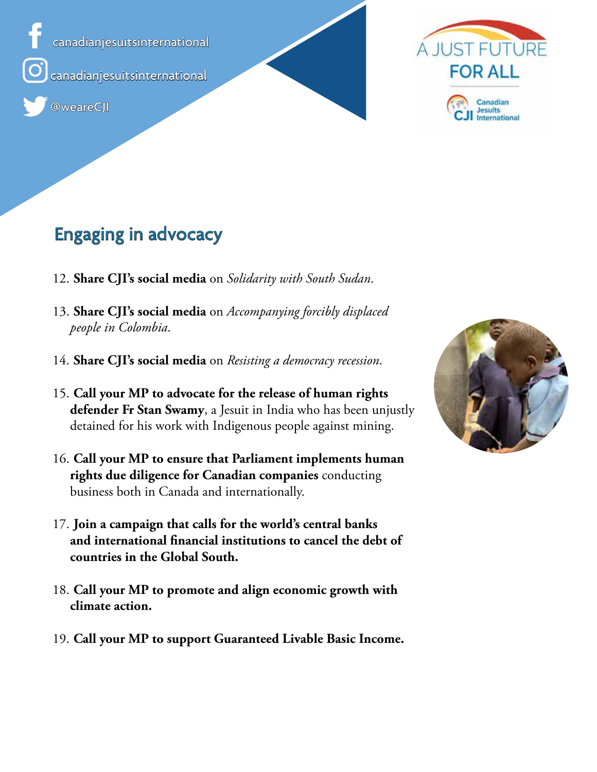canadianjesuitsinternational

canadianjesuitsinternational

@weareCJI

A JUST FUTURE FOR ALL

Canadian Jesuits International

## Engaging in advocacy

12. **Share CJI's social media** on *Solidarity with South Sudan*.
13. **Share CJI's social media** on *Accompanying forcibly displaced people in Colombia*.
14. **Share CJI's social media** on *Resisting a democracy recession*.
15. **Call your MP to advocate for the release of human rights defender Fr Stan Swamy**, a Jesuit in India who has been unjustly detained for his work with Indigenous people against mining.
16. **Call your MP to ensure that Parliament implements human rights due diligence for Canadian companies** conducting business both in Canada and internationally.
17. **Join a campaign that calls for the world's central banks and international financial institutions to cancel the debt of countries in the Global South.**
18. **Call your MP to promote and align economic growth with climate action.**
19. **Call your MP to support Guaranteed Livable Basic Income.**